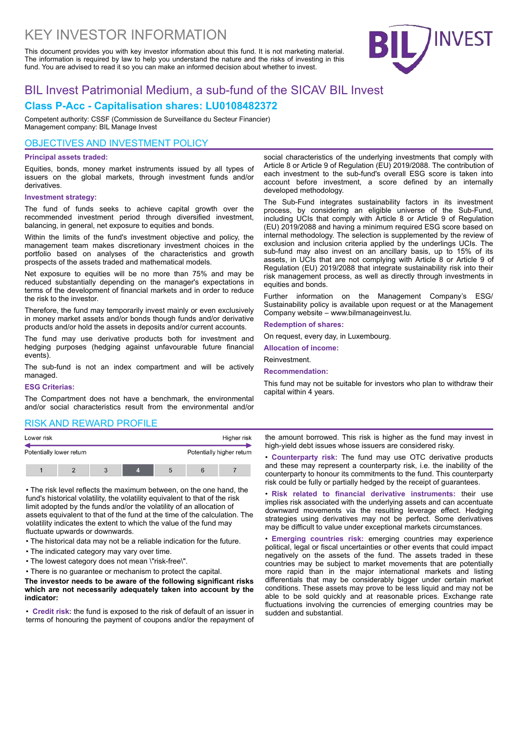# KEY INVESTOR INFORMATION

This document provides you with key investor information about this fund. It is not marketing material. The information is required by law to help you understand the nature and the risks of investing in this fund. You are advised to read it so you can make an informed decision about whether to invest.

## BIL Invest Patrimonial Medium, a sub-fund of the SICAV BIL Invest

### Class P-Acc - Capitalisation shares: LU0108482372

Competent authority: CSSF (Commission de Surveillance du Secteur Financier)
Management company: BIL Manage Invest

## OBJECTIVES AND INVESTMENT POLICY

**Principal assets traded:**

Equities, bonds, money market instruments issued by all types of issuers on the global markets, through investment funds and/or derivatives.

**Investment strategy:**

The fund of funds seeks to achieve capital growth over the recommended investment period through diversified investment, balancing, in general, net exposure to equities and bonds.

Within the limits of the fund's investment objective and policy, the management team makes discretionary investment choices in the portfolio based on analyses of the characteristics and growth prospects of the assets traded and mathematical models.

Net exposure to equities will be no more than 75% and may be reduced substantially depending on the manager's expectations in terms of the development of financial markets and in order to reduce the risk to the investor.

Therefore, the fund may temporarily invest mainly or even exclusively in money market assets and/or bonds though funds and/or derivative products and/or hold the assets in deposits and/or current accounts.

The fund may use derivative products both for investment and hedging purposes (hedging against unfavourable future financial events).

The sub-fund is not an index compartment and will be actively managed.

**ESG Criterias:**

The Compartment does not have a benchmark, the environmental and/or social characteristics result from the environmental and/or social characteristics of the underlying investments that comply with Article 8 or Article 9 of Regulation (EU) 2019/2088. The contribution of each investment to the sub-fund's overall ESG score is taken into account before investment, a score defined by an internally developed methodology.

The Sub-Fund integrates sustainability factors in its investment process, by considering an eligible universe of the Sub-Fund, including UCIs that comply with Article 8 or Article 9 of Regulation (EU) 2019/2088 and having a minimum required ESG score based on internal methodology. The selection is supplemented by the review of exclusion and inclusion criteria applied by the underlings UCIs. The sub-fund may also invest on an ancillary basis, up to 15% of its assets, in UCIs that are not complying with Article 8 or Article 9 of Regulation (EU) 2019/2088 that integrate sustainability risk into their risk management process, as well as directly through investments in equities and bonds.

Further information on the Management Company's ESG/ Sustainability policy is available upon request or at the Management Company website – www.bilmanageinvest.lu.

**Redemption of shares:**

On request, every day, in Luxembourg.

**Allocation of income:**

Reinvestment.

**Recommendation:**

This fund may not be suitable for investors who plan to withdraw their capital within 4 years.

## RISK AND REWARD PROFILE

| Lower risk | | | | | | Higher risk |
|---|---|---|---|---|---|---|
| Potentially lower return | | | | | | Potentially higher return |
| 1 | 2 | 3 | **4** | 5 | 6 | 7 |

- The risk level reflects the maximum between, on the one hand, the fund's historical volatility, the volatility equivalent to that of the risk limit adopted by the funds and/or the volatility of an allocation of assets equivalent to that of the fund at the time of the calculation. The volatility indicates the extent to which the value of the fund may fluctuate upwards or downwards.
- The historical data may not be a reliable indication for the future.
- The indicated category may vary over time.
- The lowest category does not mean \"risk-free\".
- There is no guarantee or mechanism to protect the capital.

**The investor needs to be aware of the following significant risks which are not necessarily adequately taken into account by the indicator:**

- **Credit risk:** the fund is exposed to the risk of default of an issuer in terms of honouring the payment of coupons and/or the repayment of the amount borrowed. This risk is higher as the fund may invest in high-yield debt issues whose issuers are considered risky.
- **Counterparty risk:** The fund may use OTC derivative products and these may represent a counterparty risk, i.e. the inability of the counterparty to honour its commitments to the fund. This counterparty risk could be fully or partially hedged by the receipt of guarantees.
- **Risk related to financial derivative instruments:** their use implies risk associated with the underlying assets and can accentuate downward movements via the resulting leverage effect. Hedging strategies using derivatives may not be perfect. Some derivatives may be difficult to value under exceptional markets circumstances.
- **Emerging countries risk:** emerging countries may experience political, legal or fiscal uncertainties or other events that could impact negatively on the assets of the fund. The assets traded in these countries may be subject to market movements that are potentially more rapid than in the major international markets and listing differentials that may be considerably bigger under certain market conditions. These assets may prove to be less liquid and may not be able to be sold quickly and at reasonable prices. Exchange rate fluctuations involving the currencies of emerging countries may be sudden and substantial.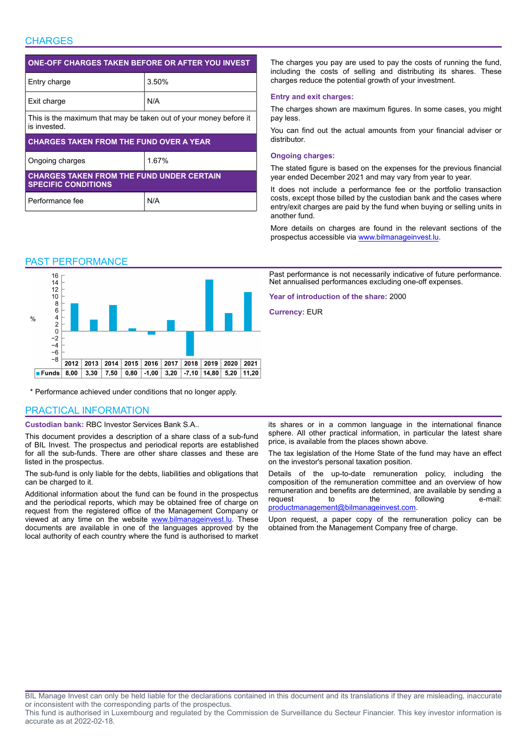## CHARGES

| ONE-OFF CHARGES TAKEN BEFORE OR AFTER YOU INVEST | |
|---|---|
| Entry charge | 3.50% |
| Exit charge | N/A |
| This is the maximum that may be taken out of your money before it is invested. | |
| **CHARGES TAKEN FROM THE FUND OVER A YEAR** | |
| Ongoing charges | 1.67% |
| **CHARGES TAKEN FROM THE FUND UNDER CERTAIN SPECIFIC CONDITIONS** | |
| Performance fee | N/A |

The charges you pay are used to pay the costs of running the fund, including the costs of selling and distributing its shares. These charges reduce the potential growth of your investment.

### Entry and exit charges:

The charges shown are maximum figures. In some cases, you might pay less.

You can find out the actual amounts from your financial adviser or distributor.

### Ongoing charges:

The stated figure is based on the expenses for the previous financial year ended December 2021 and may vary from year to year.

It does not include a performance fee or the portfolio transaction costs, except those billed by the custodian bank and the cases where entry/exit charges are paid by the fund when buying or selling units in another fund.

More details on charges are found in the relevant sections of the prospectus accessible via www.bilmanageinvest.lu.

## PAST PERFORMANCE

%

16
14
12
10
8
6
4
2
0
−2
−4
−6
−8

2012 2013 2014 2015 2016 2017 2018 2019 2020 2021

Funds 8,00 3,30 7,50 0,80 -1,00 3,20 -7,10 14,80 5,20 11,20

\* Performance achieved under conditions that no longer apply.

Past performance is not necessarily indicative of future performance.
Net annualised performances excluding one-off expenses.

**Year of introduction of the share:** 2000

**Currency:** EUR

## PRACTICAL INFORMATION

**Custodian bank:** RBC Investor Services Bank S.A..

This document provides a description of a share class of a sub-fund of BIL Invest. The prospectus and periodical reports are established for all the sub-funds. There are other share classes and these are listed in the prospectus.

The sub-fund is only liable for the debts, liabilities and obligations that can be charged to it.

Additional information about the fund can be found in the prospectus and the periodical reports, which may be obtained free of charge on request from the registered office of the Management Company or viewed at any time on the website www.bilmanageinvest.lu. These documents are available in one of the languages approved by the local authority of each country where the fund is authorised to market its shares or in a common language in the international finance sphere. All other practical information, in particular the latest share price, is available from the places shown above.

The tax legislation of the Home State of the fund may have an effect on the investor's personal taxation position.

Details of the up-to-date remuneration policy, including the composition of the remuneration committee and an overview of how remuneration and benefits are determined, are available by sending a request to the following e-mail: productmanagement@bilmanageinvest.com.

Upon request, a paper copy of the remuneration policy can be obtained from the Management Company free of charge.

BIL Manage Invest can only be held liable for the declarations contained in this document and its translations if they are misleading, inaccurate or inconsistent with the corresponding parts of the prospectus.
This fund is authorised in Luxembourg and regulated by the Commission de Surveillance du Secteur Financier. This key investor information is accurate as at 2022-02-18.